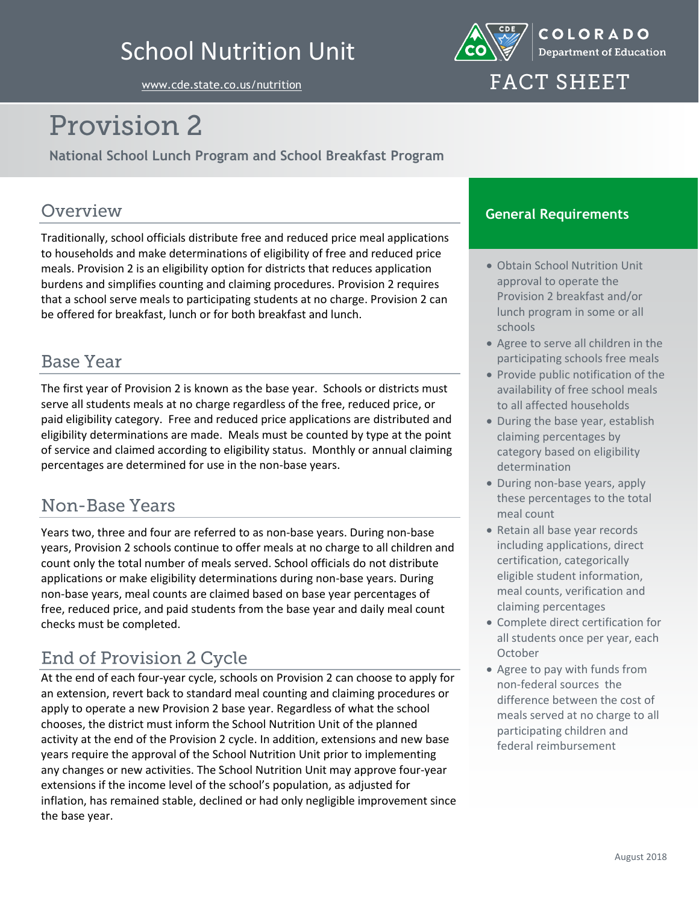# School Nutrition Unit

www.cde.state.co.us/nutrition

COLORADO Department of Education

FACT SHEET

# Provision 2

**National School Lunch Program and School Breakfast Program**

## Overview

Traditionally, school officials distribute free and reduced price meal applications to households and make determinations of eligibility of free and reduced price meals. Provision 2 is an eligibility option for districts that reduces application burdens and simplifies counting and claiming procedures. Provision 2 requires that a school serve meals to participating students at no charge. Provision 2 can be offered for breakfast, lunch or for both breakfast and lunch.

## Base Year

The first year of Provision 2 is known as the base year. Schools or districts must serve all students meals at no charge regardless of the free, reduced price, or paid eligibility category. Free and reduced price applications are distributed and eligibility determinations are made. Meals must be counted by type at the point of service and claimed according to eligibility status. Monthly or annual claiming percentages are determined for use in the non-base years.

## Non-Base Years

Years two, three and four are referred to as non-base years. During non-base years, Provision 2 schools continue to offer meals at no charge to all children and count only the total number of meals served. School officials do not distribute applications or make eligibility determinations during non-base years. During non-base years, meal counts are claimed based on base year percentages of free, reduced price, and paid students from the base year and daily meal count checks must be completed.

## End of Provision 2 Cycle

At the end of each four-year cycle, schools on Provision 2 can choose to apply for an extension, revert back to standard meal counting and claiming procedures or apply to operate a new Provision 2 base year. Regardless of what the school chooses, the district must inform the School Nutrition Unit of the planned activity at the end of the Provision 2 cycle. In addition, extensions and new base years require the approval of the School Nutrition Unit prior to implementing any changes or new activities. The School Nutrition Unit may approve four-year extensions if the income level of the school's population, as adjusted for inflation, has remained stable, declined or had only negligible improvement since the base year.

## General Requirements

- Obtain School Nutrition Unit approval to operate the Provision 2 breakfast and/or lunch program in some or all schools
- Agree to serve all children in the participating schools free meals
- Provide public notification of the availability of free school meals to all affected households
- During the base year, establish claiming percentages by category based on eligibility determination
- During non-base years, apply these percentages to the total meal count
- Retain all base year records including applications, direct certification, categorically eligible student information, meal counts, verification and claiming percentages
- Complete direct certification for all students once per year, each October
- Agree to pay with funds from non-federal sources the difference between the cost of meals served at no charge to all participating children and federal reimbursement

August 2018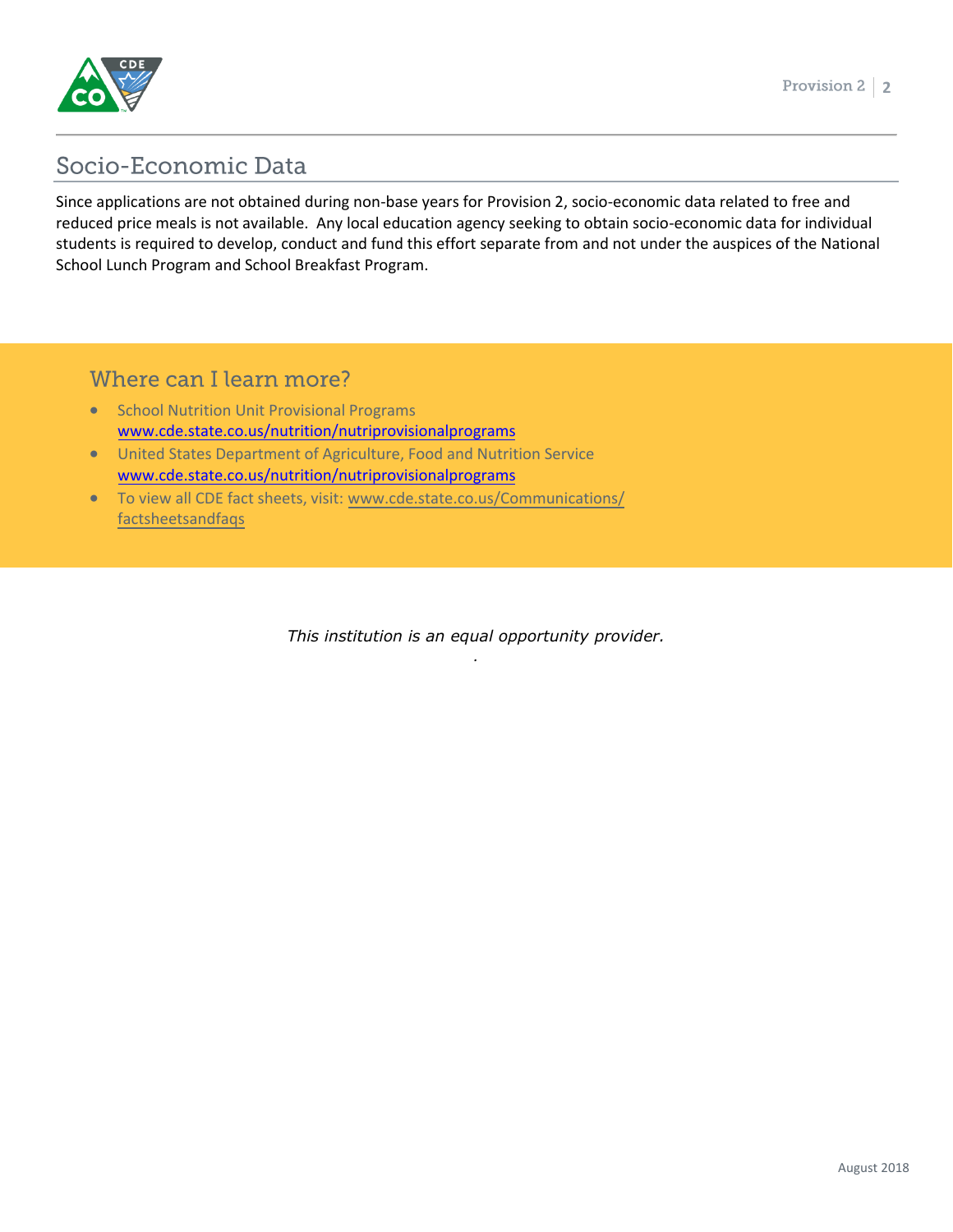## Socio-Economic Data

Since applications are not obtained during non-base years for Provision 2, socio-economic data related to free and reduced price meals is not available. Any local education agency seeking to obtain socio-economic data for individual students is required to develop, conduct and fund this effort separate from and not under the auspices of the National School Lunch Program and School Breakfast Program.

## Where can I learn more?

- School Nutrition Unit Provisional Programs
  www.cde.state.co.us/nutrition/nutriprovisionalprograms
- United States Department of Agriculture, Food and Nutrition Service
  www.cde.state.co.us/nutrition/nutriprovisionalprograms
- To view all CDE fact sheets, visit: www.cde.state.co.us/Communications/factsheetsandfaqs

*This institution is an equal opportunity provider.*

August 2018